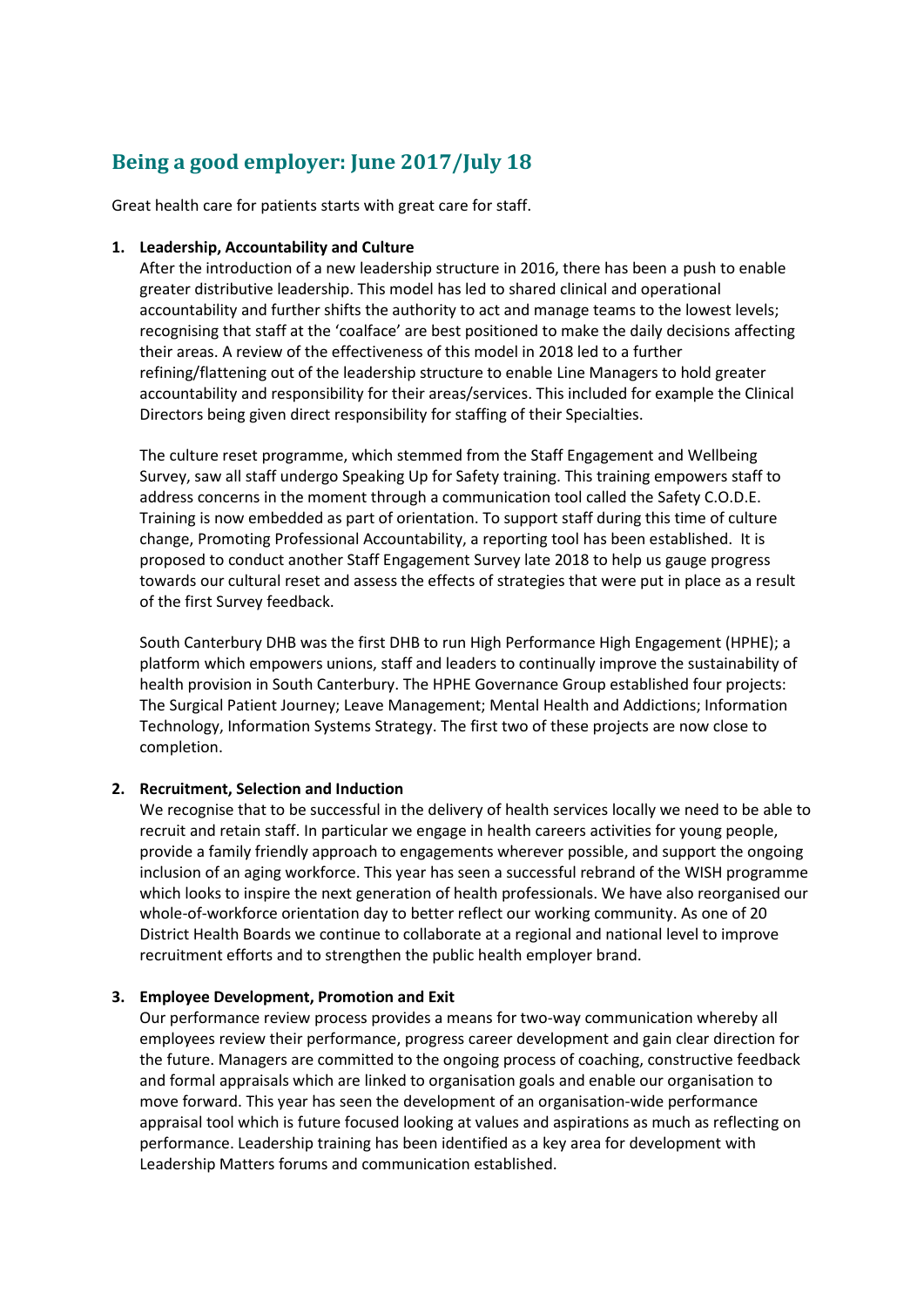# Being a good employer: June 2017/July 18

Great health care for patients starts with great care for staff.

1. **Leadership, Accountability and Culture**

   After the introduction of a new leadership structure in 2016, there has been a push to enable greater distributive leadership. This model has led to shared clinical and operational accountability and further shifts the authority to act and manage teams to the lowest levels; recognising that staff at the 'coalface' are best positioned to make the daily decisions affecting their areas. A review of the effectiveness of this model in 2018 led to a further refining/flattening out of the leadership structure to enable Line Managers to hold greater accountability and responsibility for their areas/services. This included for example the Clinical Directors being given direct responsibility for staffing of their Specialties.

   The culture reset programme, which stemmed from the Staff Engagement and Wellbeing Survey, saw all staff undergo Speaking Up for Safety training. This training empowers staff to address concerns in the moment through a communication tool called the Safety C.O.D.E. Training is now embedded as part of orientation. To support staff during this time of culture change, Promoting Professional Accountability, a reporting tool has been established. It is proposed to conduct another Staff Engagement Survey late 2018 to help us gauge progress towards our cultural reset and assess the effects of strategies that were put in place as a result of the first Survey feedback.

   South Canterbury DHB was the first DHB to run High Performance High Engagement (HPHE); a platform which empowers unions, staff and leaders to continually improve the sustainability of health provision in South Canterbury. The HPHE Governance Group established four projects: The Surgical Patient Journey; Leave Management; Mental Health and Addictions; Information Technology, Information Systems Strategy. The first two of these projects are now close to completion.

2. **Recruitment, Selection and Induction**

   We recognise that to be successful in the delivery of health services locally we need to be able to recruit and retain staff. In particular we engage in health careers activities for young people, provide a family friendly approach to engagements wherever possible, and support the ongoing inclusion of an aging workforce. This year has seen a successful rebrand of the WISH programme which looks to inspire the next generation of health professionals. We have also reorganised our whole-of-workforce orientation day to better reflect our working community. As one of 20 District Health Boards we continue to collaborate at a regional and national level to improve recruitment efforts and to strengthen the public health employer brand.

3. **Employee Development, Promotion and Exit**

   Our performance review process provides a means for two-way communication whereby all employees review their performance, progress career development and gain clear direction for the future. Managers are committed to the ongoing process of coaching, constructive feedback and formal appraisals which are linked to organisation goals and enable our organisation to move forward. This year has seen the development of an organisation-wide performance appraisal tool which is future focused looking at values and aspirations as much as reflecting on performance. Leadership training has been identified as a key area for development with Leadership Matters forums and communication established.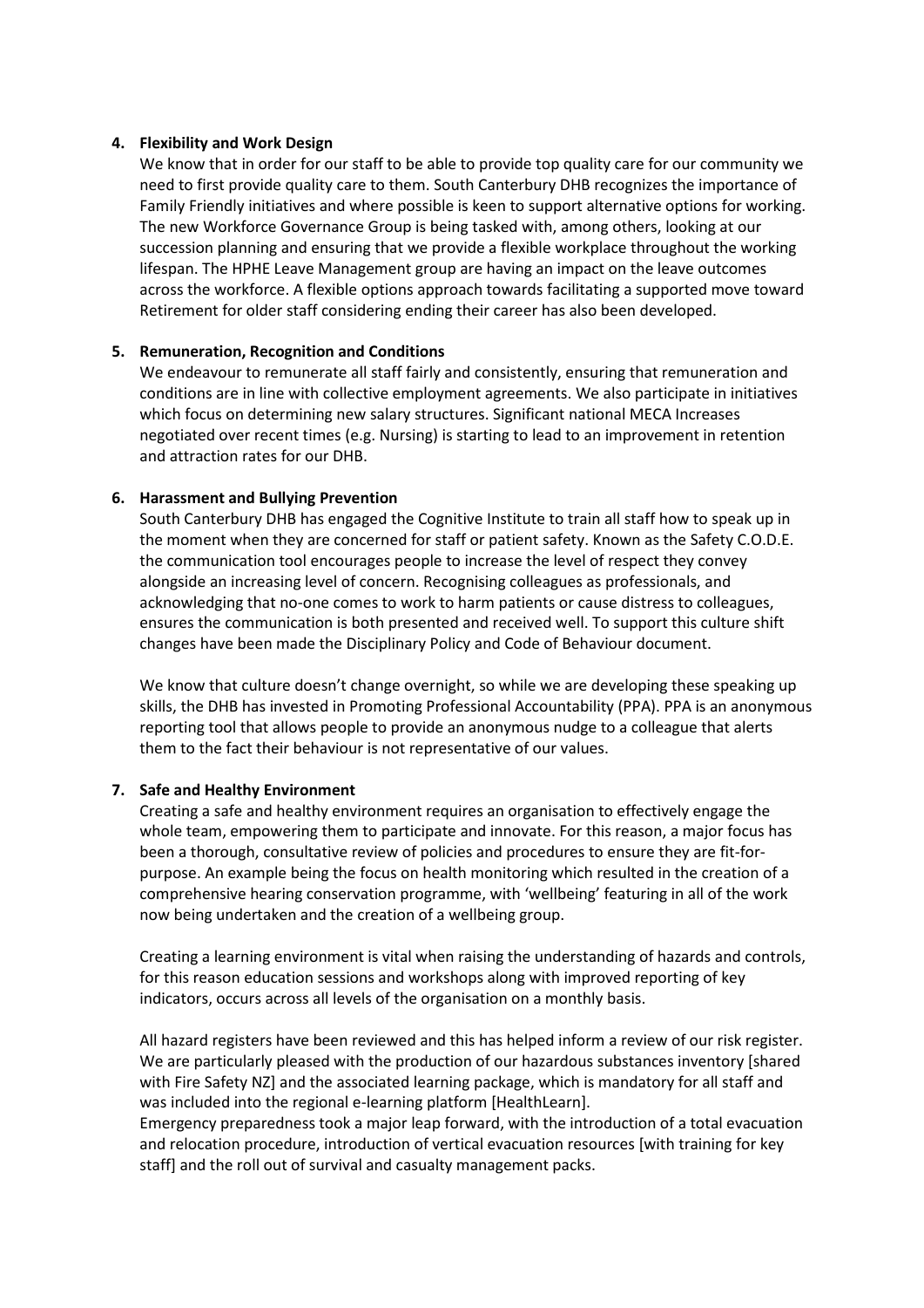4. **Flexibility and Work Design**

   We know that in order for our staff to be able to provide top quality care for our community we need to first provide quality care to them. South Canterbury DHB recognizes the importance of Family Friendly initiatives and where possible is keen to support alternative options for working. The new Workforce Governance Group is being tasked with, among others, looking at our succession planning and ensuring that we provide a flexible workplace throughout the working lifespan. The HPHE Leave Management group are having an impact on the leave outcomes across the workforce. A flexible options approach towards facilitating a supported move toward Retirement for older staff considering ending their career has also been developed.

5. **Remuneration, Recognition and Conditions**

   We endeavour to remunerate all staff fairly and consistently, ensuring that remuneration and conditions are in line with collective employment agreements. We also participate in initiatives which focus on determining new salary structures. Significant national MECA Increases negotiated over recent times (e.g. Nursing) is starting to lead to an improvement in retention and attraction rates for our DHB.

6. **Harassment and Bullying Prevention**

   South Canterbury DHB has engaged the Cognitive Institute to train all staff how to speak up in the moment when they are concerned for staff or patient safety. Known as the Safety C.O.D.E. the communication tool encourages people to increase the level of respect they convey alongside an increasing level of concern. Recognising colleagues as professionals, and acknowledging that no-one comes to work to harm patients or cause distress to colleagues, ensures the communication is both presented and received well. To support this culture shift changes have been made the Disciplinary Policy and Code of Behaviour document.

   We know that culture doesn't change overnight, so while we are developing these speaking up skills, the DHB has invested in Promoting Professional Accountability (PPA). PPA is an anonymous reporting tool that allows people to provide an anonymous nudge to a colleague that alerts them to the fact their behaviour is not representative of our values.

7. **Safe and Healthy Environment**

   Creating a safe and healthy environment requires an organisation to effectively engage the whole team, empowering them to participate and innovate. For this reason, a major focus has been a thorough, consultative review of policies and procedures to ensure they are fit-for-purpose. An example being the focus on health monitoring which resulted in the creation of a comprehensive hearing conservation programme, with 'wellbeing' featuring in all of the work now being undertaken and the creation of a wellbeing group.

   Creating a learning environment is vital when raising the understanding of hazards and controls, for this reason education sessions and workshops along with improved reporting of key indicators, occurs across all levels of the organisation on a monthly basis.

   All hazard registers have been reviewed and this has helped inform a review of our risk register. We are particularly pleased with the production of our hazardous substances inventory [shared with Fire Safety NZ] and the associated learning package, which is mandatory for all staff and was included into the regional e-learning platform [HealthLearn].

   Emergency preparedness took a major leap forward, with the introduction of a total evacuation and relocation procedure, introduction of vertical evacuation resources [with training for key staff] and the roll out of survival and casualty management packs.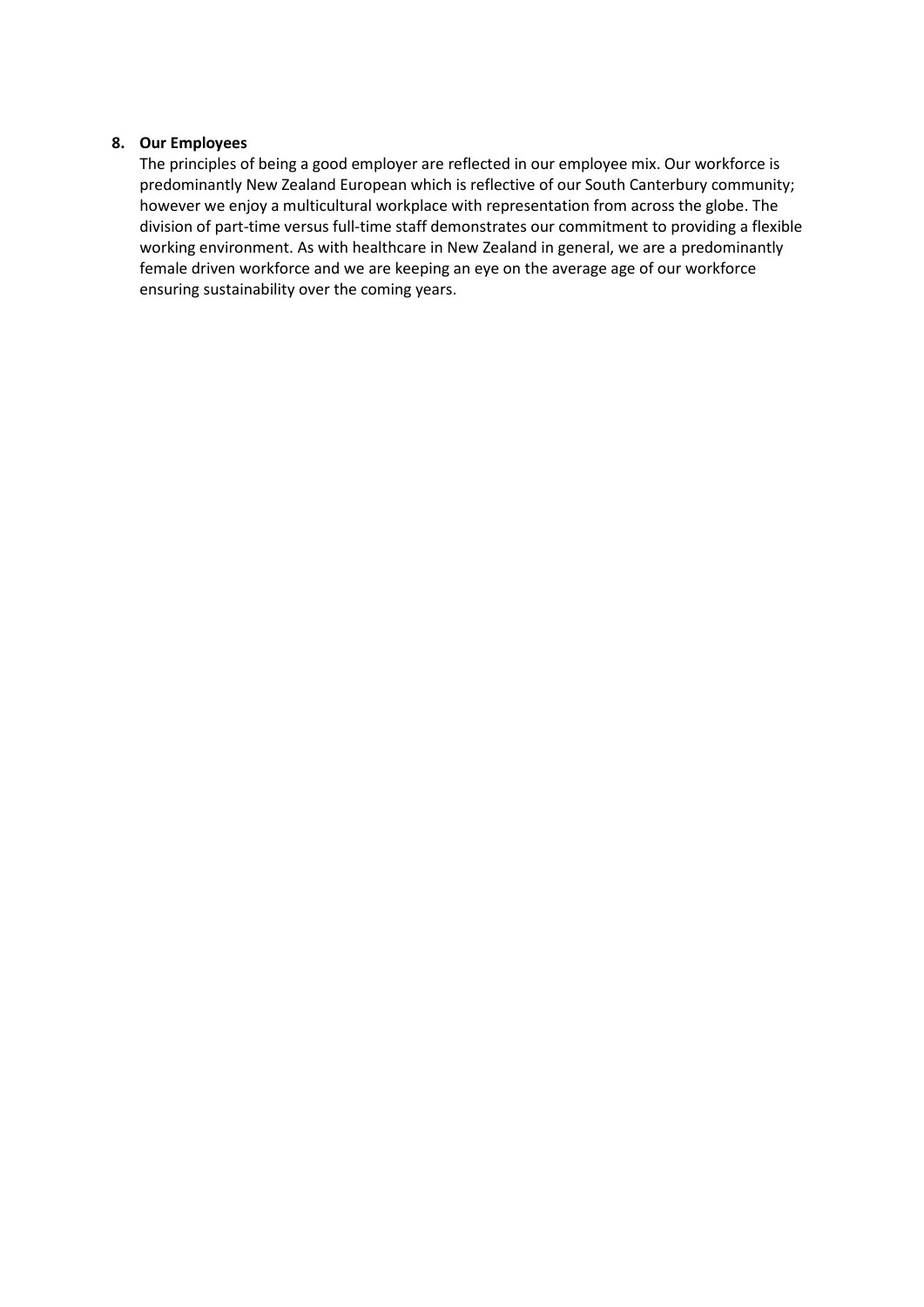## 8. Our Employees

The principles of being a good employer are reflected in our employee mix. Our workforce is predominantly New Zealand European which is reflective of our South Canterbury community; however we enjoy a multicultural workplace with representation from across the globe. The division of part-time versus full-time staff demonstrates our commitment to providing a flexible working environment. As with healthcare in New Zealand in general, we are a predominantly female driven workforce and we are keeping an eye on the average age of our workforce ensuring sustainability over the coming years.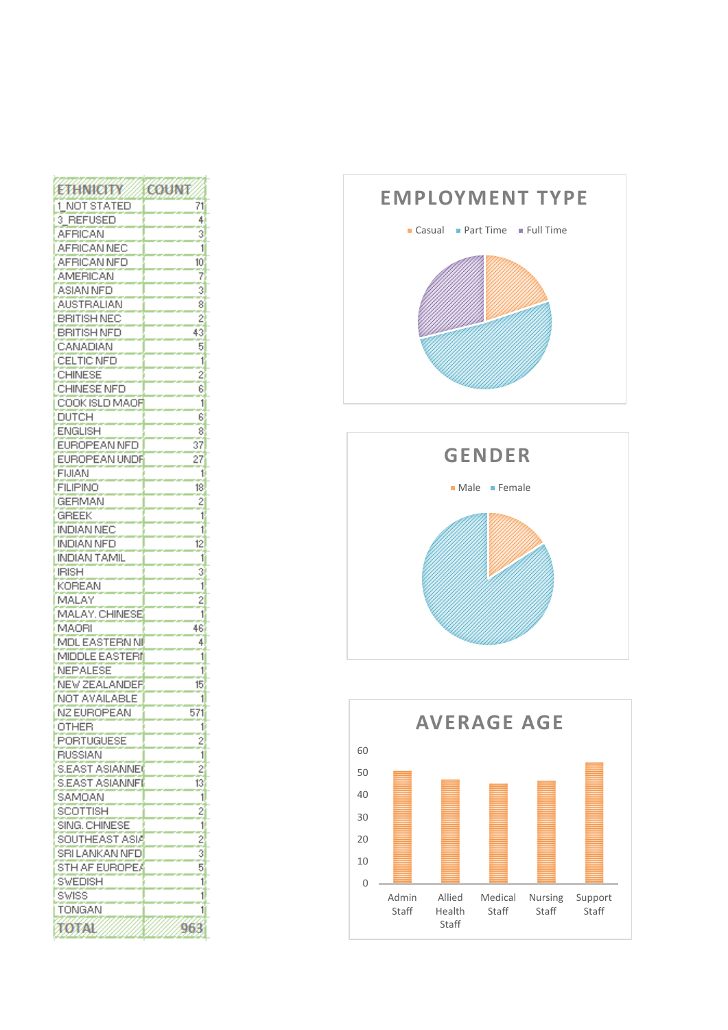| ETHNICITY | COUNT |
| --- | --- |
| 1_NOT STATED | 71 |
| 3_REFUSED | 4 |
| AFRICAN | 3 |
| AFRICAN NEC | 1 |
| AFRICAN NFD | 10 |
| AMERICAN | 7 |
| ASIAN NFD | 3 |
| AUSTRALIAN | 8 |
| BRITISH NEC | 2 |
| BRITISH NFD | 43 |
| CANADIAN | 5 |
| CELTIC NFD | 1 |
| CHINESE | 2 |
| CHINESE NFD | 6 |
| COOK ISLD MAOR | 1 |
| DUTCH | 6 |
| ENGLISH | 8 |
| EUROPEAN NFD | 37 |
| EUROPEAN UNDR | 27 |
| FIJIAN | 1 |
| FILIPINO | 18 |
| GERMAN | 2 |
| GREEK | 1 |
| INDIAN NEC | 1 |
| INDIAN NFD | 12 |
| INDIAN TAMIL | 1 |
| IRISH | 3 |
| KOREAN | 1 |
| MALAY | 2 |
| MALAY. CHINESE | 1 |
| MAORI | 46 |
| MDL EASTERN NI | 4 |
| MIDDLE EASTERN | 1 |
| NEPALESE | 1 |
| NEW ZEALANDER | 15 |
| NOT AVAILABLE | 1 |
| NZ EUROPEAN | 571 |
| OTHER | 1 |
| PORTUGUESE | 2 |
| RUSSIAN | 1 |
| S.EAST ASIANNE | 2 |
| S.EAST ASIANNF | 13 |
| SAMOAN | 1 |
| SCOTTISH | 2 |
| SING. CHINESE | 1 |
| SOUTHEAST ASIA | 2 |
| SRI LANKAN NFD | 3 |
| STH AF EUROPEA | 5 |
| SWEDISH | 1 |
| SWISS | 1 |
| TONGAN | 1 |
| TOTAL | 963 |

EMPLOYMENT TYPE

Casual Part Time Full Time

GENDER

Male Female

AVERAGE AGE

60
50
40
30
20
10
0

Admin Staff
Allied Health Staff
Medical Staff
Nursing Staff
Support Staff